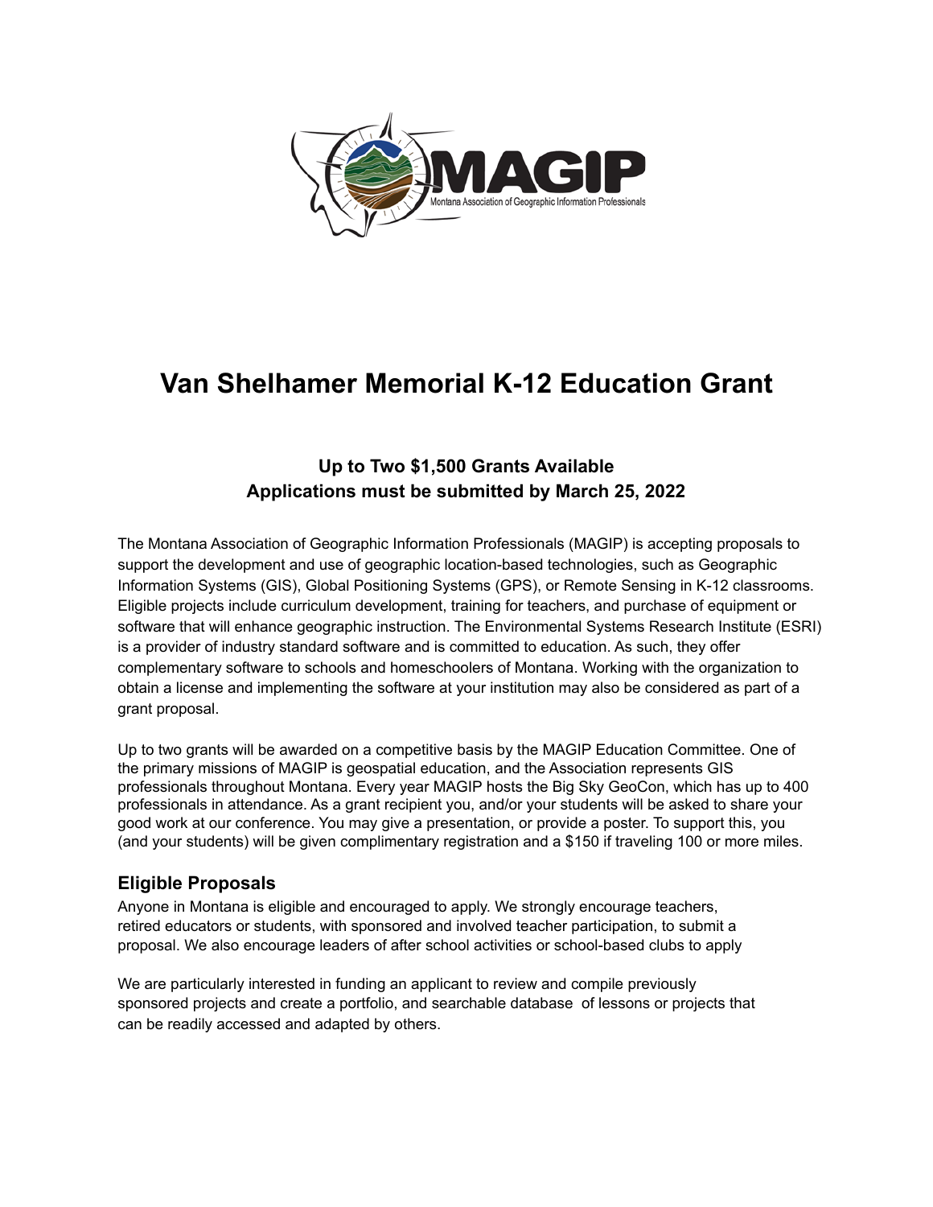# Van Shelhamer Memorial K-12 Education Grant

**Up to Two $1,500 Grants Available**
**Applications must be submitted by March 25, 2022**

The Montana Association of Geographic Information Professionals (MAGIP) is accepting proposals to support the development and use of geographic location-based technologies, such as Geographic Information Systems (GIS), Global Positioning Systems (GPS), or Remote Sensing in K-12 classrooms. Eligible projects include curriculum development, training for teachers, and purchase of equipment or software that will enhance geographic instruction. The Environmental Systems Research Institute (ESRI) is a provider of industry standard software and is committed to education. As such, they offer complementary software to schools and homeschoolers of Montana. Working with the organization to obtain a license and implementing the software at your institution may also be considered as part of a grant proposal.

Up to two grants will be awarded on a competitive basis by the MAGIP Education Committee. One of the primary missions of MAGIP is geospatial education, and the Association represents GIS professionals throughout Montana. Every year MAGIP hosts the Big Sky GeoCon, which has up to 400 professionals in attendance. As a grant recipient you, and/or your students will be asked to share your good work at our conference. You may give a presentation, or provide a poster. To support this, you (and your students) will be given complimentary registration and a $150 if traveling 100 or more miles.

## Eligible Proposals

Anyone in Montana is eligible and encouraged to apply. We strongly encourage teachers, retired educators or students, with sponsored and involved teacher participation, to submit a proposal. We also encourage leaders of after school activities or school-based clubs to apply

We are particularly interested in funding an applicant to review and compile previously sponsored projects and create a portfolio, and searchable database of lessons or projects that can be readily accessed and adapted by others.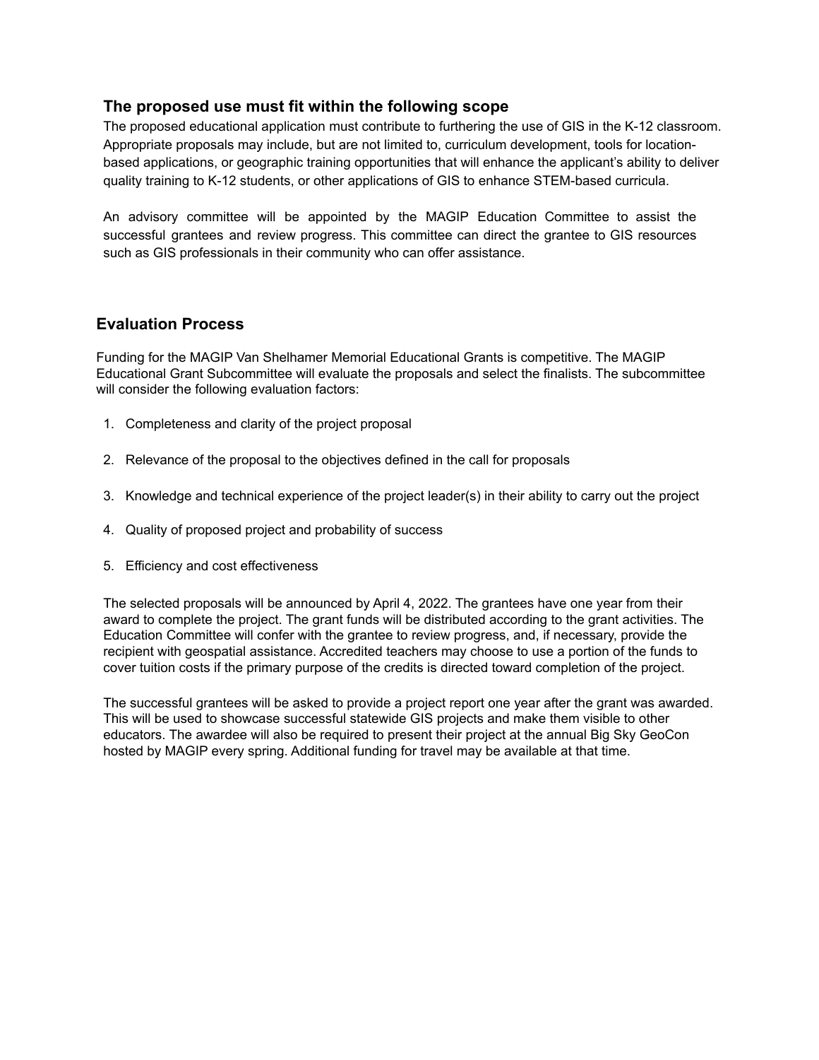### The proposed use must fit within the following scope

The proposed educational application must contribute to furthering the use of GIS in the K-12 classroom. Appropriate proposals may include, but are not limited to, curriculum development, tools for location-based applications, or geographic training opportunities that will enhance the applicant's ability to deliver quality training to K-12 students, or other applications of GIS to enhance STEM-based curricula.

An advisory committee will be appointed by the MAGIP Education Committee to assist the successful grantees and review progress. This committee can direct the grantee to GIS resources such as GIS professionals in their community who can offer assistance.

### Evaluation Process

Funding for the MAGIP Van Shelhamer Memorial Educational Grants is competitive. The MAGIP Educational Grant Subcommittee will evaluate the proposals and select the finalists. The subcommittee will consider the following evaluation factors:

1. Completeness and clarity of the project proposal
2. Relevance of the proposal to the objectives defined in the call for proposals
3. Knowledge and technical experience of the project leader(s) in their ability to carry out the project
4. Quality of proposed project and probability of success
5. Efficiency and cost effectiveness

The selected proposals will be announced by April 4, 2022. The grantees have one year from their award to complete the project. The grant funds will be distributed according to the grant activities. The Education Committee will confer with the grantee to review progress, and, if necessary, provide the recipient with geospatial assistance. Accredited teachers may choose to use a portion of the funds to cover tuition costs if the primary purpose of the credits is directed toward completion of the project.

The successful grantees will be asked to provide a project report one year after the grant was awarded. This will be used to showcase successful statewide GIS projects and make them visible to other educators. The awardee will also be required to present their project at the annual Big Sky GeoCon hosted by MAGIP every spring. Additional funding for travel may be available at that time.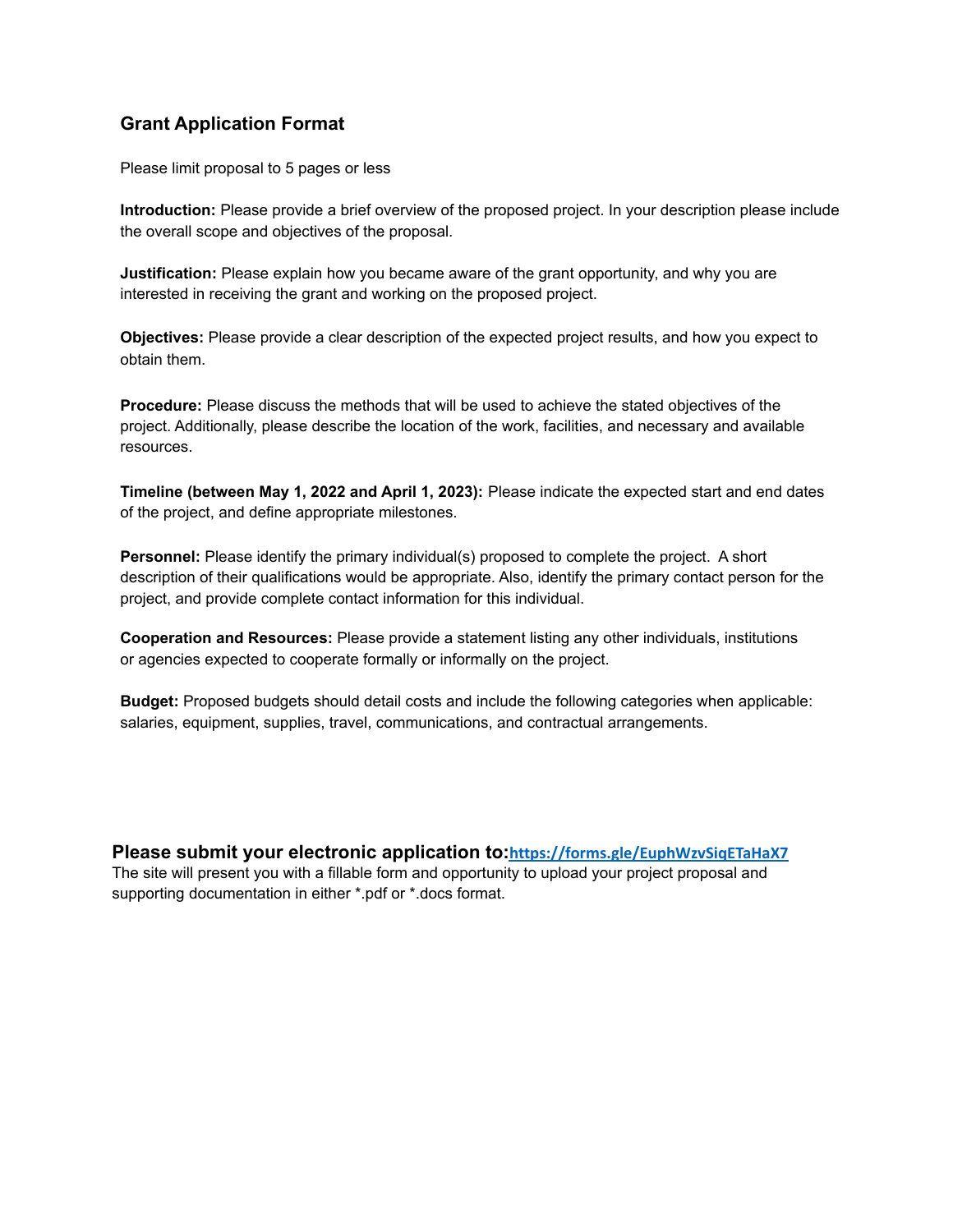## Grant Application Format

Please limit proposal to 5 pages or less

**Introduction:** Please provide a brief overview of the proposed project. In your description please include the overall scope and objectives of the proposal.

**Justification:** Please explain how you became aware of the grant opportunity, and why you are interested in receiving the grant and working on the proposed project.

**Objectives:** Please provide a clear description of the expected project results, and how you expect to obtain them.

**Procedure:** Please discuss the methods that will be used to achieve the stated objectives of the project. Additionally, please describe the location of the work, facilities, and necessary and available resources.

**Timeline (between May 1, 2022 and April 1, 2023):** Please indicate the expected start and end dates of the project, and define appropriate milestones.

**Personnel:** Please identify the primary individual(s) proposed to complete the project. A short description of their qualifications would be appropriate. Also, identify the primary contact person for the project, and provide complete contact information for this individual.

**Cooperation and Resources:** Please provide a statement listing any other individuals, institutions or agencies expected to cooperate formally or informally on the project.

**Budget:** Proposed budgets should detail costs and include the following categories when applicable: salaries, equipment, supplies, travel, communications, and contractual arrangements.

**Please submit your electronic application to:https://forms.gle/EuphWzvSiqETaHaX7**

The site will present you with a fillable form and opportunity to upload your project proposal and supporting documentation in either *.pdf or *.docs format.